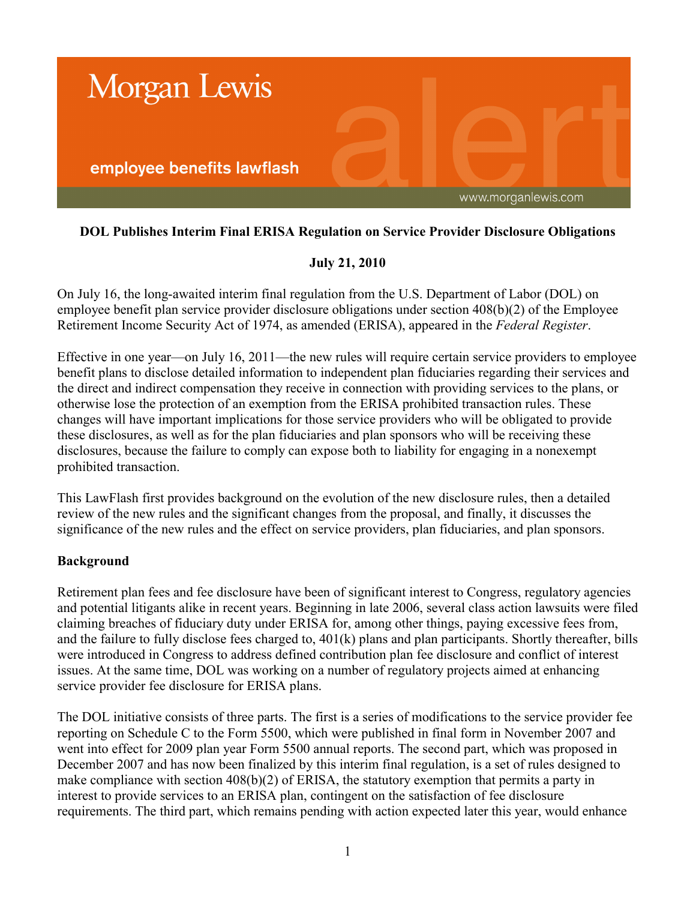Morgan Lewis

employee benefits lawflash

www.morganlewis.com

**DOL Publishes Interim Final ERISA Regulation on Service Provider Disclosure Obligations**

**July 21, 2010**

On July 16, the long-awaited interim final regulation from the U.S. Department of Labor (DOL) on employee benefit plan service provider disclosure obligations under section 408(b)(2) of the Employee Retirement Income Security Act of 1974, as amended (ERISA), appeared in the *Federal Register*.

Effective in one year—on July 16, 2011—the new rules will require certain service providers to employee benefit plans to disclose detailed information to independent plan fiduciaries regarding their services and the direct and indirect compensation they receive in connection with providing services to the plans, or otherwise lose the protection of an exemption from the ERISA prohibited transaction rules. These changes will have important implications for those service providers who will be obligated to provide these disclosures, as well as for the plan fiduciaries and plan sponsors who will be receiving these disclosures, because the failure to comply can expose both to liability for engaging in a nonexempt prohibited transaction.

This LawFlash first provides background on the evolution of the new disclosure rules, then a detailed review of the new rules and the significant changes from the proposal, and finally, it discusses the significance of the new rules and the effect on service providers, plan fiduciaries, and plan sponsors.

**Background**

Retirement plan fees and fee disclosure have been of significant interest to Congress, regulatory agencies and potential litigants alike in recent years. Beginning in late 2006, several class action lawsuits were filed claiming breaches of fiduciary duty under ERISA for, among other things, paying excessive fees from, and the failure to fully disclose fees charged to, 401(k) plans and plan participants. Shortly thereafter, bills were introduced in Congress to address defined contribution plan fee disclosure and conflict of interest issues. At the same time, DOL was working on a number of regulatory projects aimed at enhancing service provider fee disclosure for ERISA plans.

The DOL initiative consists of three parts. The first is a series of modifications to the service provider fee reporting on Schedule C to the Form 5500, which were published in final form in November 2007 and went into effect for 2009 plan year Form 5500 annual reports. The second part, which was proposed in December 2007 and has now been finalized by this interim final regulation, is a set of rules designed to make compliance with section 408(b)(2) of ERISA, the statutory exemption that permits a party in interest to provide services to an ERISA plan, contingent on the satisfaction of fee disclosure requirements. The third part, which remains pending with action expected later this year, would enhance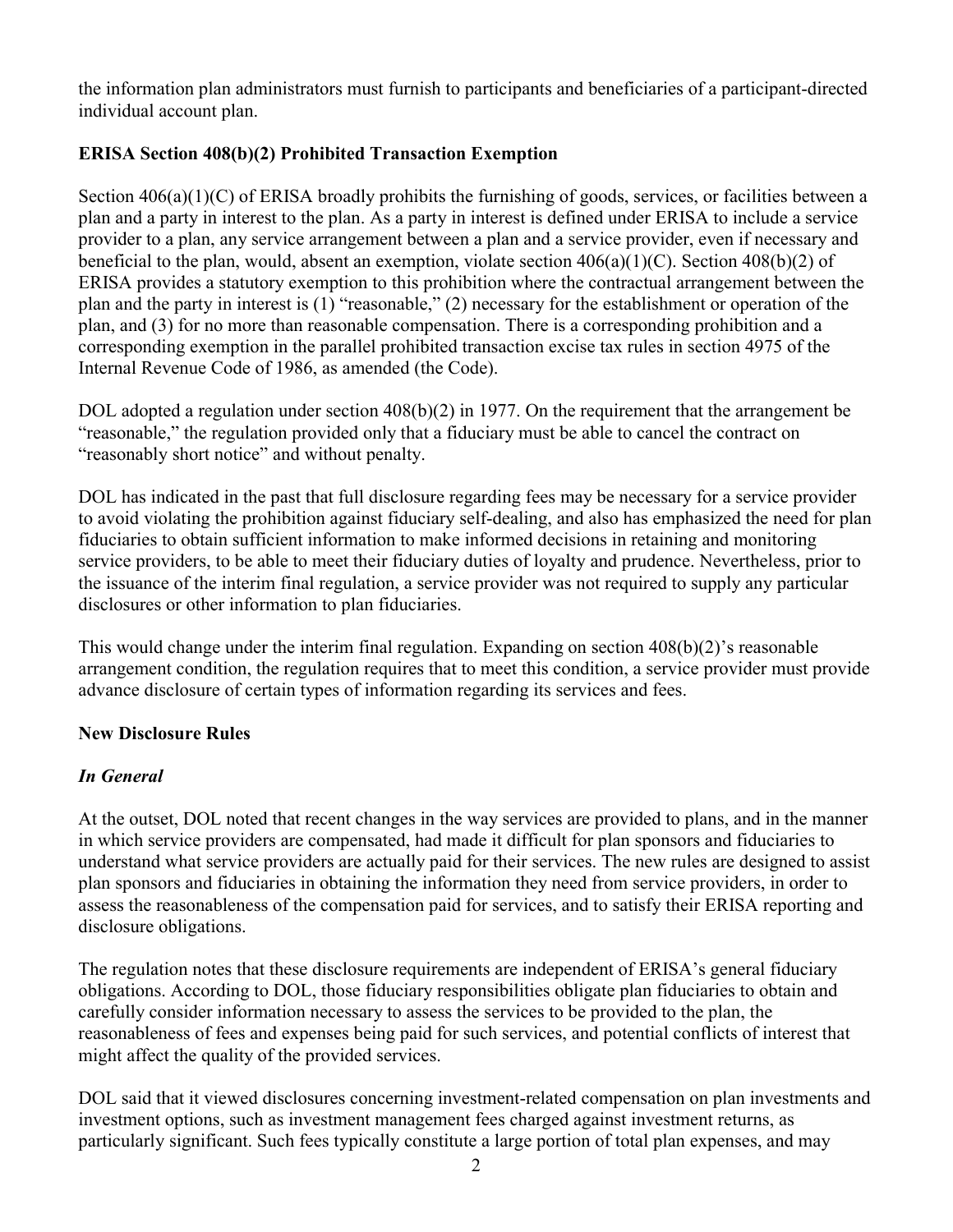the information plan administrators must furnish to participants and beneficiaries of a participant-directed individual account plan.

**ERISA Section 408(b)(2) Prohibited Transaction Exemption**

Section 406(a)(1)(C) of ERISA broadly prohibits the furnishing of goods, services, or facilities between a plan and a party in interest to the plan. As a party in interest is defined under ERISA to include a service provider to a plan, any service arrangement between a plan and a service provider, even if necessary and beneficial to the plan, would, absent an exemption, violate section 406(a)(1)(C). Section 408(b)(2) of ERISA provides a statutory exemption to this prohibition where the contractual arrangement between the plan and the party in interest is (1) "reasonable," (2) necessary for the establishment or operation of the plan, and (3) for no more than reasonable compensation. There is a corresponding prohibition and a corresponding exemption in the parallel prohibited transaction excise tax rules in section 4975 of the Internal Revenue Code of 1986, as amended (the Code).

DOL adopted a regulation under section 408(b)(2) in 1977. On the requirement that the arrangement be "reasonable," the regulation provided only that a fiduciary must be able to cancel the contract on "reasonably short notice" and without penalty.

DOL has indicated in the past that full disclosure regarding fees may be necessary for a service provider to avoid violating the prohibition against fiduciary self-dealing, and also has emphasized the need for plan fiduciaries to obtain sufficient information to make informed decisions in retaining and monitoring service providers, to be able to meet their fiduciary duties of loyalty and prudence. Nevertheless, prior to the issuance of the interim final regulation, a service provider was not required to supply any particular disclosures or other information to plan fiduciaries.

This would change under the interim final regulation. Expanding on section 408(b)(2)'s reasonable arrangement condition, the regulation requires that to meet this condition, a service provider must provide advance disclosure of certain types of information regarding its services and fees.

**New Disclosure Rules**

***In General***

At the outset, DOL noted that recent changes in the way services are provided to plans, and in the manner in which service providers are compensated, had made it difficult for plan sponsors and fiduciaries to understand what service providers are actually paid for their services. The new rules are designed to assist plan sponsors and fiduciaries in obtaining the information they need from service providers, in order to assess the reasonableness of the compensation paid for services, and to satisfy their ERISA reporting and disclosure obligations.

The regulation notes that these disclosure requirements are independent of ERISA's general fiduciary obligations. According to DOL, those fiduciary responsibilities obligate plan fiduciaries to obtain and carefully consider information necessary to assess the services to be provided to the plan, the reasonableness of fees and expenses being paid for such services, and potential conflicts of interest that might affect the quality of the provided services.

DOL said that it viewed disclosures concerning investment-related compensation on plan investments and investment options, such as investment management fees charged against investment returns, as particularly significant. Such fees typically constitute a large portion of total plan expenses, and may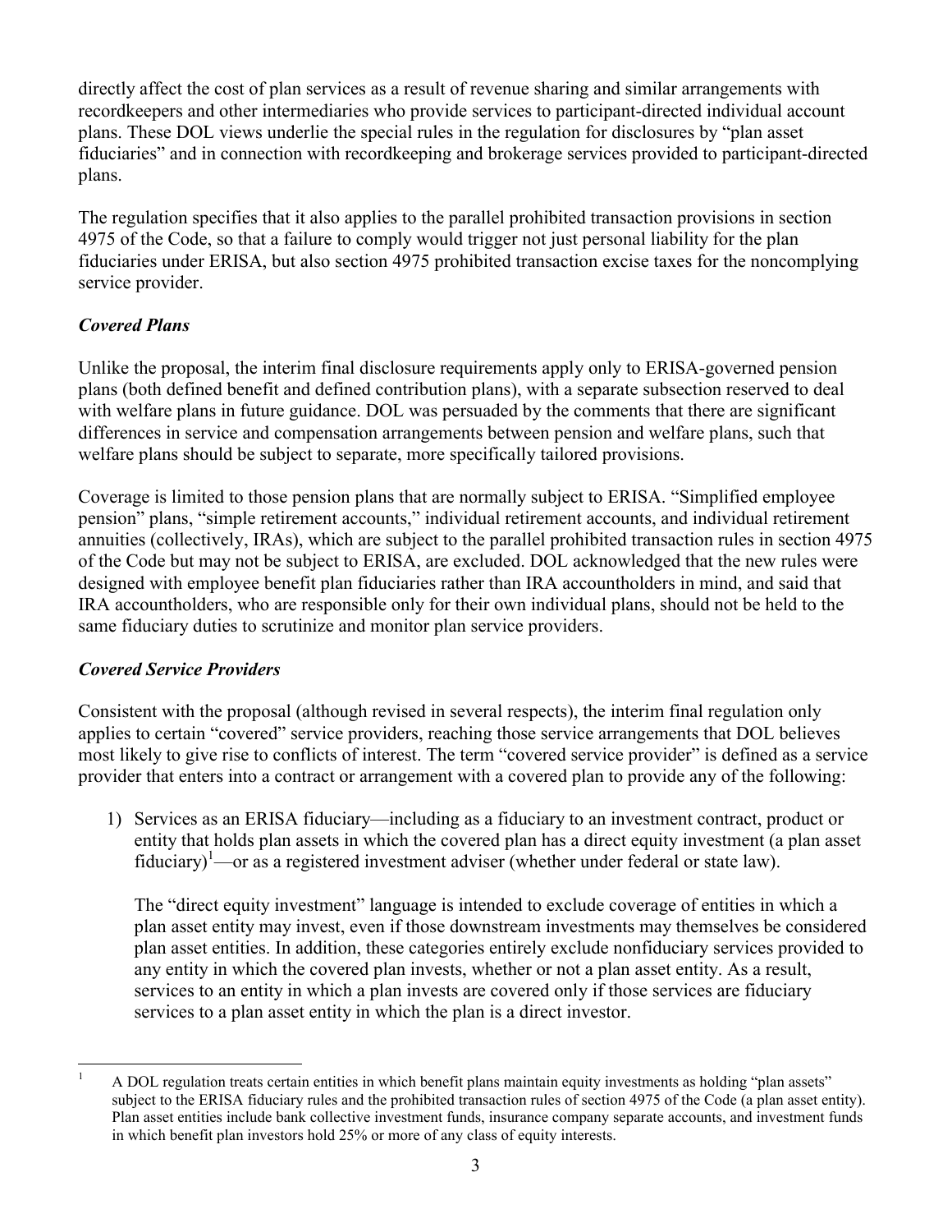directly affect the cost of plan services as a result of revenue sharing and similar arrangements with recordkeepers and other intermediaries who provide services to participant-directed individual account plans. These DOL views underlie the special rules in the regulation for disclosures by "plan asset fiduciaries" and in connection with recordkeeping and brokerage services provided to participant-directed plans.

The regulation specifies that it also applies to the parallel prohibited transaction provisions in section 4975 of the Code, so that a failure to comply would trigger not just personal liability for the plan fiduciaries under ERISA, but also section 4975 prohibited transaction excise taxes for the noncomplying service provider.

### *Covered Plans*

Unlike the proposal, the interim final disclosure requirements apply only to ERISA-governed pension plans (both defined benefit and defined contribution plans), with a separate subsection reserved to deal with welfare plans in future guidance. DOL was persuaded by the comments that there are significant differences in service and compensation arrangements between pension and welfare plans, such that welfare plans should be subject to separate, more specifically tailored provisions.

Coverage is limited to those pension plans that are normally subject to ERISA. "Simplified employee pension" plans, "simple retirement accounts," individual retirement accounts, and individual retirement annuities (collectively, IRAs), which are subject to the parallel prohibited transaction rules in section 4975 of the Code but may not be subject to ERISA, are excluded. DOL acknowledged that the new rules were designed with employee benefit plan fiduciaries rather than IRA accountholders in mind, and said that IRA accountholders, who are responsible only for their own individual plans, should not be held to the same fiduciary duties to scrutinize and monitor plan service providers.

### *Covered Service Providers*

Consistent with the proposal (although revised in several respects), the interim final regulation only applies to certain "covered" service providers, reaching those service arrangements that DOL believes most likely to give rise to conflicts of interest. The term "covered service provider" is defined as a service provider that enters into a contract or arrangement with a covered plan to provide any of the following:

1) Services as an ERISA fiduciary—including as a fiduciary to an investment contract, product or entity that holds plan assets in which the covered plan has a direct equity investment (a plan asset fiduciary)[1]—or as a registered investment adviser (whether under federal or state law).

   The "direct equity investment" language is intended to exclude coverage of entities in which a plan asset entity may invest, even if those downstream investments may themselves be considered plan asset entities. In addition, these categories entirely exclude nonfiduciary services provided to any entity in which the covered plan invests, whether or not a plan asset entity. As a result, services to an entity in which a plan invests are covered only if those services are fiduciary services to a plan asset entity in which the plan is a direct investor.

---

[1] A DOL regulation treats certain entities in which benefit plans maintain equity investments as holding "plan assets" subject to the ERISA fiduciary rules and the prohibited transaction rules of section 4975 of the Code (a plan asset entity). Plan asset entities include bank collective investment funds, insurance company separate accounts, and investment funds in which benefit plan investors hold 25% or more of any class of equity interests.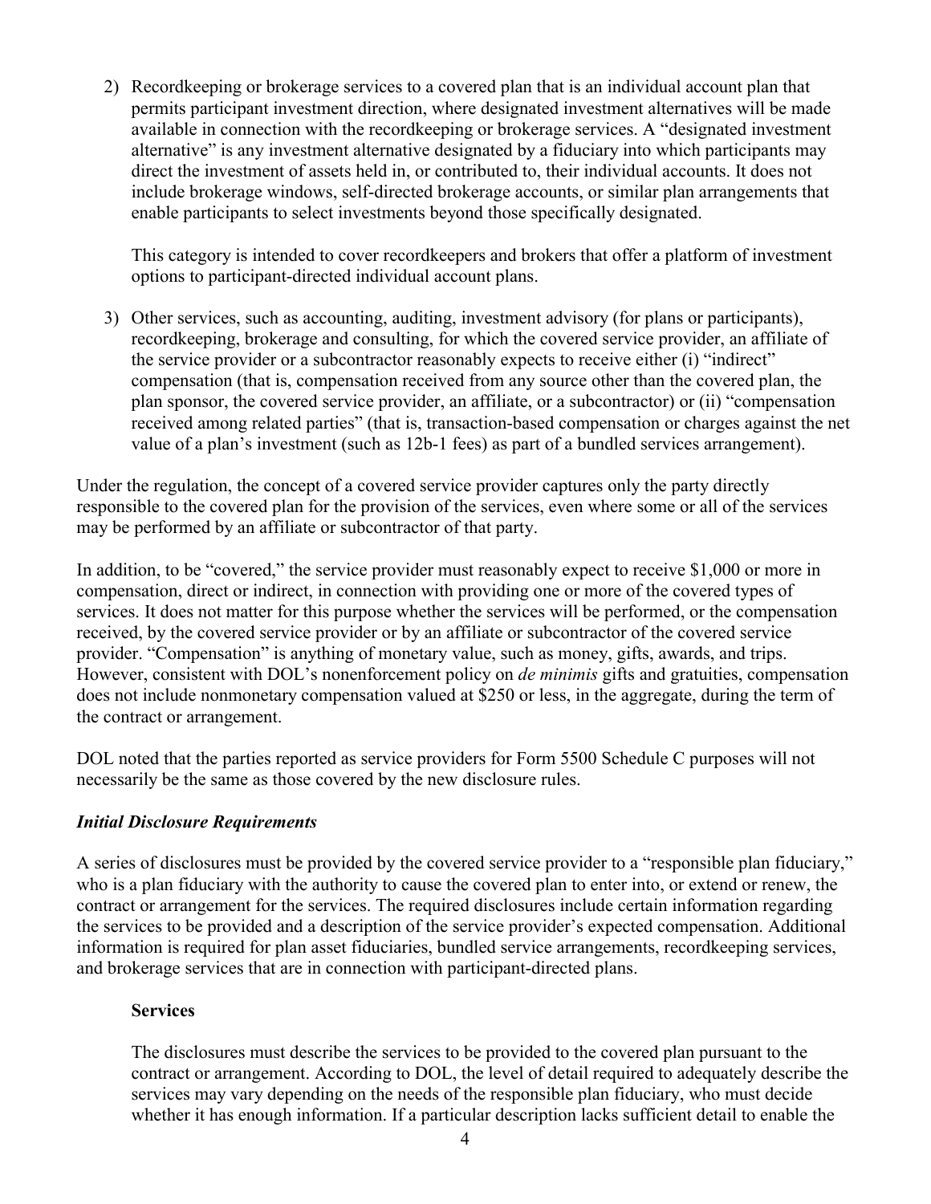2) Recordkeeping or brokerage services to a covered plan that is an individual account plan that permits participant investment direction, where designated investment alternatives will be made available in connection with the recordkeeping or brokerage services. A "designated investment alternative" is any investment alternative designated by a fiduciary into which participants may direct the investment of assets held in, or contributed to, their individual accounts. It does not include brokerage windows, self-directed brokerage accounts, or similar plan arrangements that enable participants to select investments beyond those specifically designated.

   This category is intended to cover recordkeepers and brokers that offer a platform of investment options to participant-directed individual account plans.

3) Other services, such as accounting, auditing, investment advisory (for plans or participants), recordkeeping, brokerage and consulting, for which the covered service provider, an affiliate of the service provider or a subcontractor reasonably expects to receive either (i) "indirect" compensation (that is, compensation received from any source other than the covered plan, the plan sponsor, the covered service provider, an affiliate, or a subcontractor) or (ii) "compensation received among related parties" (that is, transaction-based compensation or charges against the net value of a plan's investment (such as 12b-1 fees) as part of a bundled services arrangement).

Under the regulation, the concept of a covered service provider captures only the party directly responsible to the covered plan for the provision of the services, even where some or all of the services may be performed by an affiliate or subcontractor of that party.

In addition, to be "covered," the service provider must reasonably expect to receive $1,000 or more in compensation, direct or indirect, in connection with providing one or more of the covered types of services. It does not matter for this purpose whether the services will be performed, or the compensation received, by the covered service provider or by an affiliate or subcontractor of the covered service provider. "Compensation" is anything of monetary value, such as money, gifts, awards, and trips. However, consistent with DOL's nonenforcement policy on *de minimis* gifts and gratuities, compensation does not include nonmonetary compensation valued at $250 or less, in the aggregate, during the term of the contract or arrangement.

DOL noted that the parties reported as service providers for Form 5500 Schedule C purposes will not necessarily be the same as those covered by the new disclosure rules.

### *Initial Disclosure Requirements*

A series of disclosures must be provided by the covered service provider to a "responsible plan fiduciary," who is a plan fiduciary with the authority to cause the covered plan to enter into, or extend or renew, the contract or arrangement for the services. The required disclosures include certain information regarding the services to be provided and a description of the service provider's expected compensation. Additional information is required for plan asset fiduciaries, bundled service arrangements, recordkeeping services, and brokerage services that are in connection with participant-directed plans.

#### **Services**

The disclosures must describe the services to be provided to the covered plan pursuant to the contract or arrangement. According to DOL, the level of detail required to adequately describe the services may vary depending on the needs of the responsible plan fiduciary, who must decide whether it has enough information. If a particular description lacks sufficient detail to enable the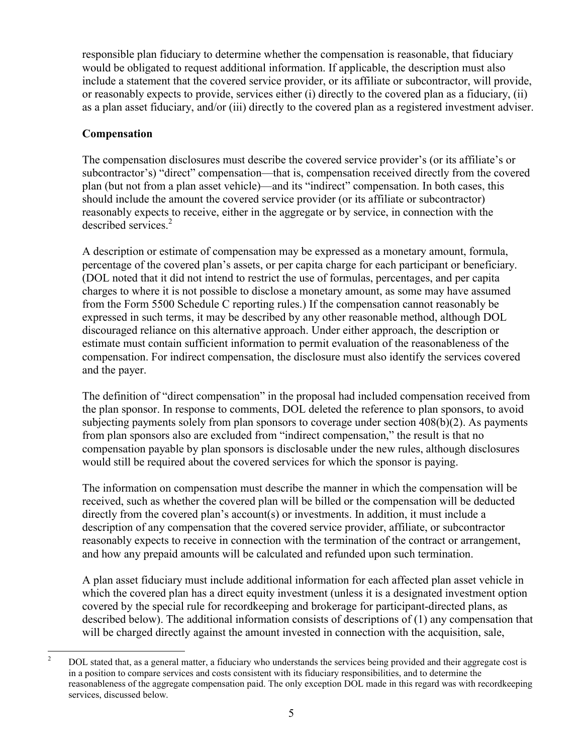responsible plan fiduciary to determine whether the compensation is reasonable, that fiduciary would be obligated to request additional information. If applicable, the description must also include a statement that the covered service provider, or its affiliate or subcontractor, will provide, or reasonably expects to provide, services either (i) directly to the covered plan as a fiduciary, (ii) as a plan asset fiduciary, and/or (iii) directly to the covered plan as a registered investment adviser.

**Compensation**

The compensation disclosures must describe the covered service provider's (or its affiliate's or subcontractor's) "direct" compensation—that is, compensation received directly from the covered plan (but not from a plan asset vehicle)—and its "indirect" compensation. In both cases, this should include the amount the covered service provider (or its affiliate or subcontractor) reasonably expects to receive, either in the aggregate or by service, in connection with the described services.[2]

A description or estimate of compensation may be expressed as a monetary amount, formula, percentage of the covered plan's assets, or per capita charge for each participant or beneficiary. (DOL noted that it did not intend to restrict the use of formulas, percentages, and per capita charges to where it is not possible to disclose a monetary amount, as some may have assumed from the Form 5500 Schedule C reporting rules.) If the compensation cannot reasonably be expressed in such terms, it may be described by any other reasonable method, although DOL discouraged reliance on this alternative approach. Under either approach, the description or estimate must contain sufficient information to permit evaluation of the reasonableness of the compensation. For indirect compensation, the disclosure must also identify the services covered and the payer.

The definition of "direct compensation" in the proposal had included compensation received from the plan sponsor. In response to comments, DOL deleted the reference to plan sponsors, to avoid subjecting payments solely from plan sponsors to coverage under section 408(b)(2). As payments from plan sponsors also are excluded from "indirect compensation," the result is that no compensation payable by plan sponsors is disclosable under the new rules, although disclosures would still be required about the covered services for which the sponsor is paying.

The information on compensation must describe the manner in which the compensation will be received, such as whether the covered plan will be billed or the compensation will be deducted directly from the covered plan's account(s) or investments. In addition, it must include a description of any compensation that the covered service provider, affiliate, or subcontractor reasonably expects to receive in connection with the termination of the contract or arrangement, and how any prepaid amounts will be calculated and refunded upon such termination.

A plan asset fiduciary must include additional information for each affected plan asset vehicle in which the covered plan has a direct equity investment (unless it is a designated investment option covered by the special rule for recordkeeping and brokerage for participant-directed plans, as described below). The additional information consists of descriptions of (1) any compensation that will be charged directly against the amount invested in connection with the acquisition, sale,

[2] DOL stated that, as a general matter, a fiduciary who understands the services being provided and their aggregate cost is in a position to compare services and costs consistent with its fiduciary responsibilities, and to determine the reasonableness of the aggregate compensation paid. The only exception DOL made in this regard was with recordkeeping services, discussed below.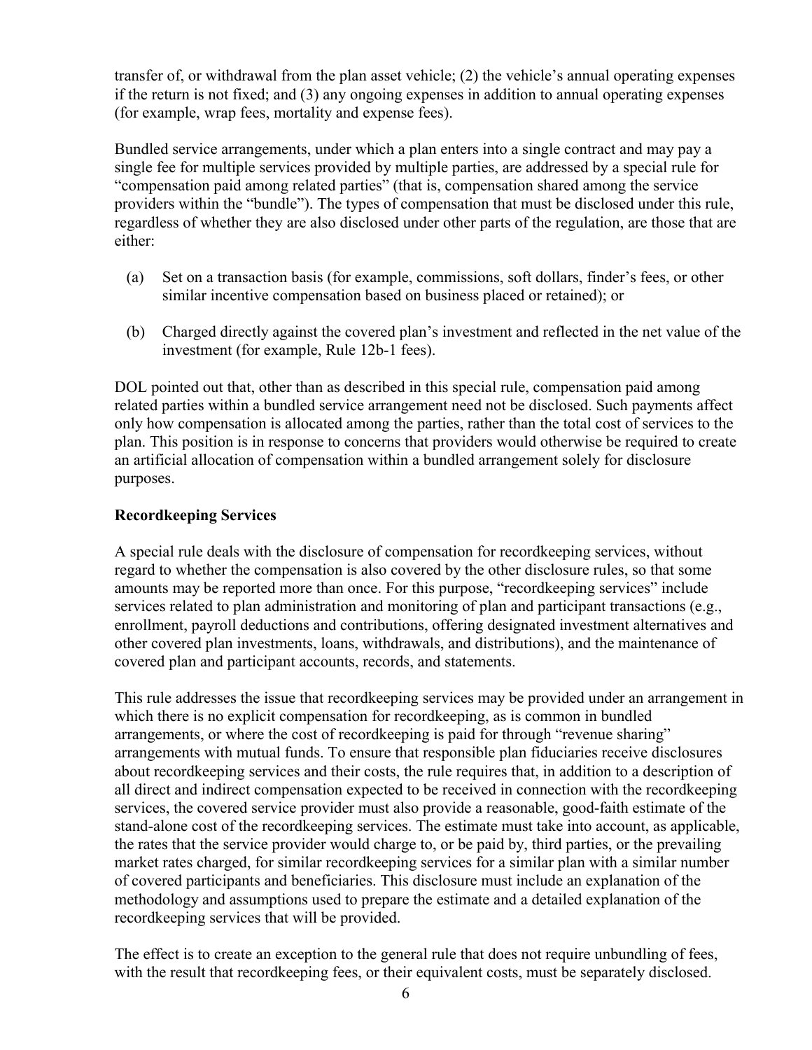transfer of, or withdrawal from the plan asset vehicle; (2) the vehicle's annual operating expenses if the return is not fixed; and (3) any ongoing expenses in addition to annual operating expenses (for example, wrap fees, mortality and expense fees).

Bundled service arrangements, under which a plan enters into a single contract and may pay a single fee for multiple services provided by multiple parties, are addressed by a special rule for "compensation paid among related parties" (that is, compensation shared among the service providers within the "bundle"). The types of compensation that must be disclosed under this rule, regardless of whether they are also disclosed under other parts of the regulation, are those that are either:

(a) Set on a transaction basis (for example, commissions, soft dollars, finder's fees, or other similar incentive compensation based on business placed or retained); or

(b) Charged directly against the covered plan's investment and reflected in the net value of the investment (for example, Rule 12b-1 fees).

DOL pointed out that, other than as described in this special rule, compensation paid among related parties within a bundled service arrangement need not be disclosed. Such payments affect only how compensation is allocated among the parties, rather than the total cost of services to the plan. This position is in response to concerns that providers would otherwise be required to create an artificial allocation of compensation within a bundled arrangement solely for disclosure purposes.

**Recordkeeping Services**

A special rule deals with the disclosure of compensation for recordkeeping services, without regard to whether the compensation is also covered by the other disclosure rules, so that some amounts may be reported more than once. For this purpose, "recordkeeping services" include services related to plan administration and monitoring of plan and participant transactions (e.g., enrollment, payroll deductions and contributions, offering designated investment alternatives and other covered plan investments, loans, withdrawals, and distributions), and the maintenance of covered plan and participant accounts, records, and statements.

This rule addresses the issue that recordkeeping services may be provided under an arrangement in which there is no explicit compensation for recordkeeping, as is common in bundled arrangements, or where the cost of recordkeeping is paid for through "revenue sharing" arrangements with mutual funds. To ensure that responsible plan fiduciaries receive disclosures about recordkeeping services and their costs, the rule requires that, in addition to a description of all direct and indirect compensation expected to be received in connection with the recordkeeping services, the covered service provider must also provide a reasonable, good-faith estimate of the stand-alone cost of the recordkeeping services. The estimate must take into account, as applicable, the rates that the service provider would charge to, or be paid by, third parties, or the prevailing market rates charged, for similar recordkeeping services for a similar plan with a similar number of covered participants and beneficiaries. This disclosure must include an explanation of the methodology and assumptions used to prepare the estimate and a detailed explanation of the recordkeeping services that will be provided.

The effect is to create an exception to the general rule that does not require unbundling of fees, with the result that recordkeeping fees, or their equivalent costs, must be separately disclosed.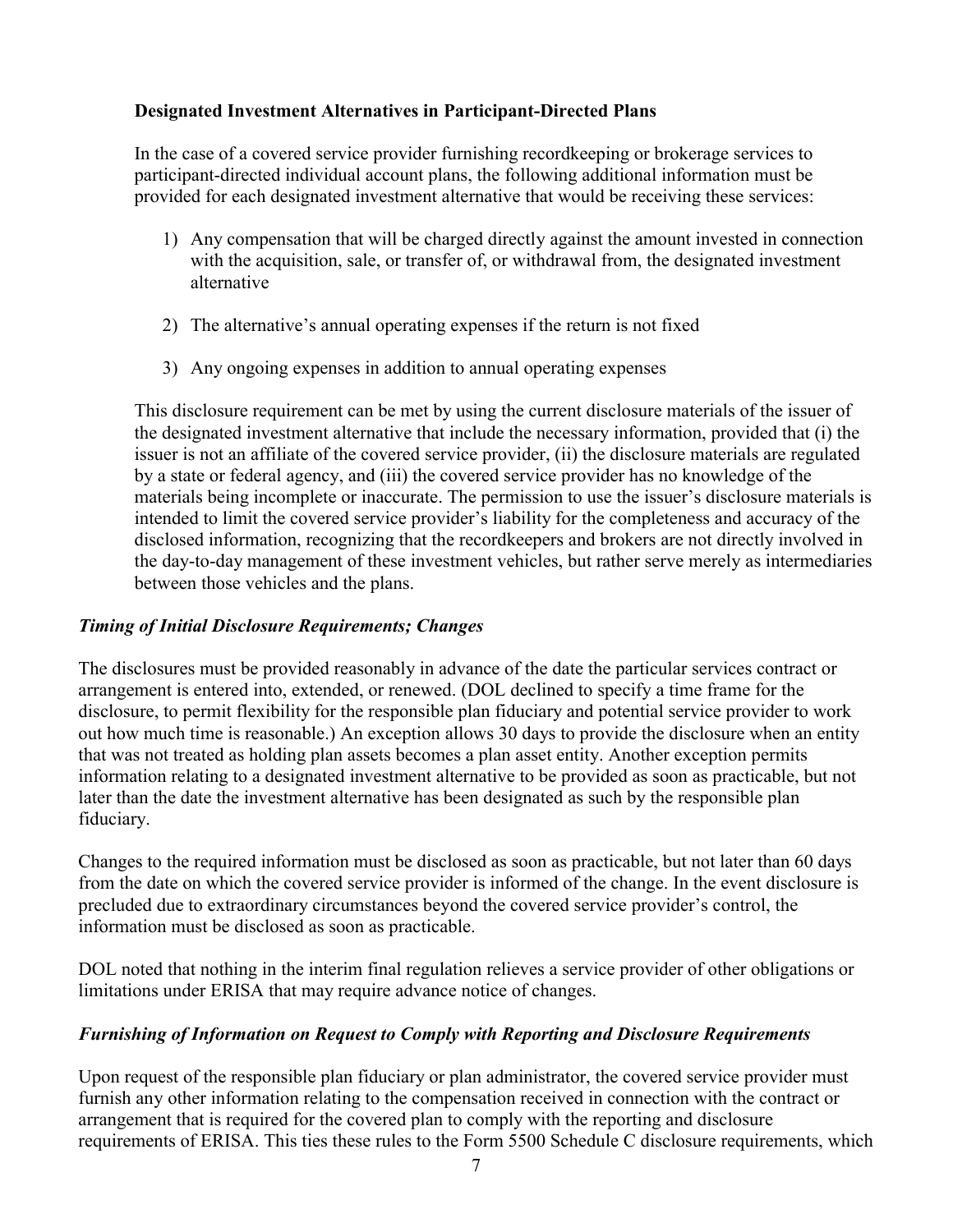**Designated Investment Alternatives in Participant-Directed Plans**

In the case of a covered service provider furnishing recordkeeping or brokerage services to participant-directed individual account plans, the following additional information must be provided for each designated investment alternative that would be receiving these services:

1) Any compensation that will be charged directly against the amount invested in connection with the acquisition, sale, or transfer of, or withdrawal from, the designated investment alternative

2) The alternative's annual operating expenses if the return is not fixed

3) Any ongoing expenses in addition to annual operating expenses

This disclosure requirement can be met by using the current disclosure materials of the issuer of the designated investment alternative that include the necessary information, provided that (i) the issuer is not an affiliate of the covered service provider, (ii) the disclosure materials are regulated by a state or federal agency, and (iii) the covered service provider has no knowledge of the materials being incomplete or inaccurate. The permission to use the issuer's disclosure materials is intended to limit the covered service provider's liability for the completeness and accuracy of the disclosed information, recognizing that the recordkeepers and brokers are not directly involved in the day-to-day management of these investment vehicles, but rather serve merely as intermediaries between those vehicles and the plans.

***Timing of Initial Disclosure Requirements; Changes***

The disclosures must be provided reasonably in advance of the date the particular services contract or arrangement is entered into, extended, or renewed. (DOL declined to specify a time frame for the disclosure, to permit flexibility for the responsible plan fiduciary and potential service provider to work out how much time is reasonable.) An exception allows 30 days to provide the disclosure when an entity that was not treated as holding plan assets becomes a plan asset entity. Another exception permits information relating to a designated investment alternative to be provided as soon as practicable, but not later than the date the investment alternative has been designated as such by the responsible plan fiduciary.

Changes to the required information must be disclosed as soon as practicable, but not later than 60 days from the date on which the covered service provider is informed of the change. In the event disclosure is precluded due to extraordinary circumstances beyond the covered service provider's control, the information must be disclosed as soon as practicable.

DOL noted that nothing in the interim final regulation relieves a service provider of other obligations or limitations under ERISA that may require advance notice of changes.

***Furnishing of Information on Request to Comply with Reporting and Disclosure Requirements***

Upon request of the responsible plan fiduciary or plan administrator, the covered service provider must furnish any other information relating to the compensation received in connection with the contract or arrangement that is required for the covered plan to comply with the reporting and disclosure requirements of ERISA. This ties these rules to the Form 5500 Schedule C disclosure requirements, which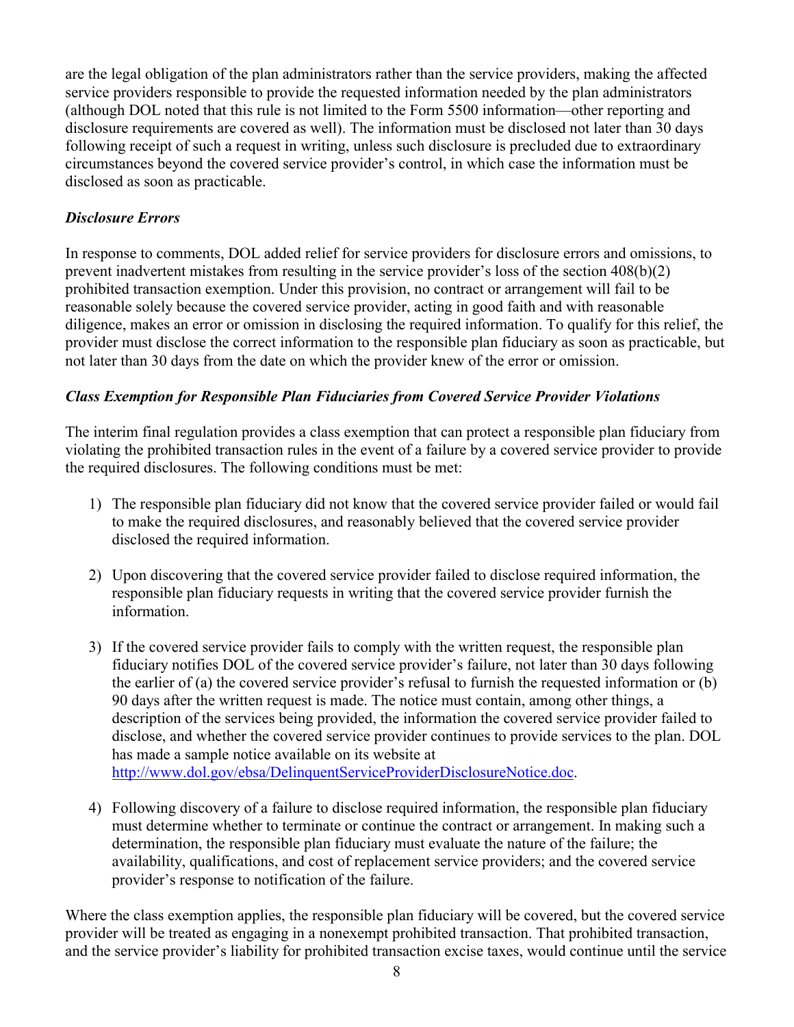are the legal obligation of the plan administrators rather than the service providers, making the affected service providers responsible to provide the requested information needed by the plan administrators (although DOL noted that this rule is not limited to the Form 5500 information—other reporting and disclosure requirements are covered as well). The information must be disclosed not later than 30 days following receipt of such a request in writing, unless such disclosure is precluded due to extraordinary circumstances beyond the covered service provider's control, in which case the information must be disclosed as soon as practicable.

### *Disclosure Errors*

In response to comments, DOL added relief for service providers for disclosure errors and omissions, to prevent inadvertent mistakes from resulting in the service provider's loss of the section 408(b)(2) prohibited transaction exemption. Under this provision, no contract or arrangement will fail to be reasonable solely because the covered service provider, acting in good faith and with reasonable diligence, makes an error or omission in disclosing the required information. To qualify for this relief, the provider must disclose the correct information to the responsible plan fiduciary as soon as practicable, but not later than 30 days from the date on which the provider knew of the error or omission.

### *Class Exemption for Responsible Plan Fiduciaries from Covered Service Provider Violations*

The interim final regulation provides a class exemption that can protect a responsible plan fiduciary from violating the prohibited transaction rules in the event of a failure by a covered service provider to provide the required disclosures. The following conditions must be met:

1) The responsible plan fiduciary did not know that the covered service provider failed or would fail to make the required disclosures, and reasonably believed that the covered service provider disclosed the required information.

2) Upon discovering that the covered service provider failed to disclose required information, the responsible plan fiduciary requests in writing that the covered service provider furnish the information.

3) If the covered service provider fails to comply with the written request, the responsible plan fiduciary notifies DOL of the covered service provider's failure, not later than 30 days following the earlier of (a) the covered service provider's refusal to furnish the requested information or (b) 90 days after the written request is made. The notice must contain, among other things, a description of the services being provided, the information the covered service provider failed to disclose, and whether the covered service provider continues to provide services to the plan. DOL has made a sample notice available on its website at http://www.dol.gov/ebsa/DelinquentServiceProviderDisclosureNotice.doc.

4) Following discovery of a failure to disclose required information, the responsible plan fiduciary must determine whether to terminate or continue the contract or arrangement. In making such a determination, the responsible plan fiduciary must evaluate the nature of the failure; the availability, qualifications, and cost of replacement service providers; and the covered service provider's response to notification of the failure.

Where the class exemption applies, the responsible plan fiduciary will be covered, but the covered service provider will be treated as engaging in a nonexempt prohibited transaction. That prohibited transaction, and the service provider's liability for prohibited transaction excise taxes, would continue until the service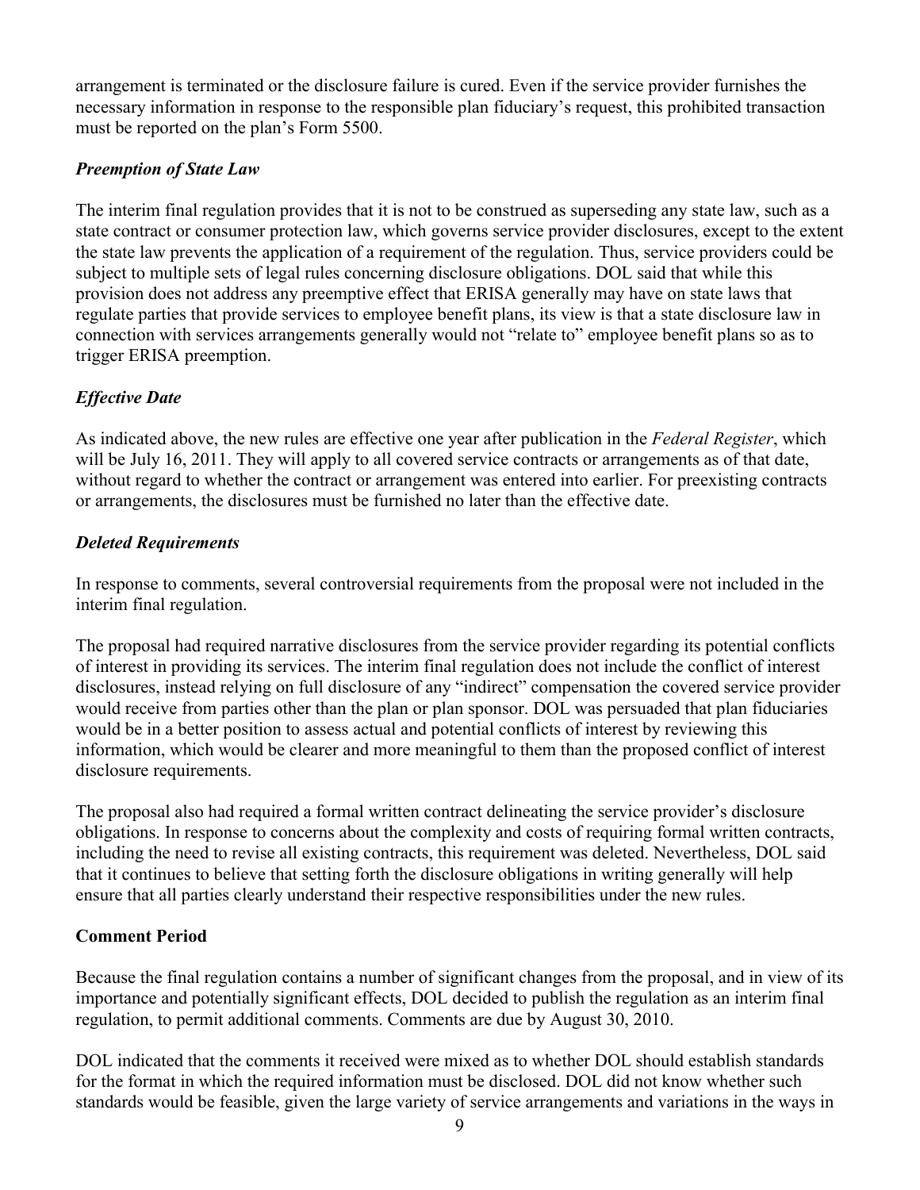arrangement is terminated or the disclosure failure is cured. Even if the service provider furnishes the necessary information in response to the responsible plan fiduciary's request, this prohibited transaction must be reported on the plan's Form 5500.

### *Preemption of State Law*

The interim final regulation provides that it is not to be construed as superseding any state law, such as a state contract or consumer protection law, which governs service provider disclosures, except to the extent the state law prevents the application of a requirement of the regulation. Thus, service providers could be subject to multiple sets of legal rules concerning disclosure obligations. DOL said that while this provision does not address any preemptive effect that ERISA generally may have on state laws that regulate parties that provide services to employee benefit plans, its view is that a state disclosure law in connection with services arrangements generally would not "relate to" employee benefit plans so as to trigger ERISA preemption.

### *Effective Date*

As indicated above, the new rules are effective one year after publication in the *Federal Register*, which will be July 16, 2011. They will apply to all covered service contracts or arrangements as of that date, without regard to whether the contract or arrangement was entered into earlier. For preexisting contracts or arrangements, the disclosures must be furnished no later than the effective date.

### *Deleted Requirements*

In response to comments, several controversial requirements from the proposal were not included in the interim final regulation.

The proposal had required narrative disclosures from the service provider regarding its potential conflicts of interest in providing its services. The interim final regulation does not include the conflict of interest disclosures, instead relying on full disclosure of any "indirect" compensation the covered service provider would receive from parties other than the plan or plan sponsor. DOL was persuaded that plan fiduciaries would be in a better position to assess actual and potential conflicts of interest by reviewing this information, which would be clearer and more meaningful to them than the proposed conflict of interest disclosure requirements.

The proposal also had required a formal written contract delineating the service provider's disclosure obligations. In response to concerns about the complexity and costs of requiring formal written contracts, including the need to revise all existing contracts, this requirement was deleted. Nevertheless, DOL said that it continues to believe that setting forth the disclosure obligations in writing generally will help ensure that all parties clearly understand their respective responsibilities under the new rules.

## **Comment Period**

Because the final regulation contains a number of significant changes from the proposal, and in view of its importance and potentially significant effects, DOL decided to publish the regulation as an interim final regulation, to permit additional comments. Comments are due by August 30, 2010.

DOL indicated that the comments it received were mixed as to whether DOL should establish standards for the format in which the required information must be disclosed. DOL did not know whether such standards would be feasible, given the large variety of service arrangements and variations in the ways in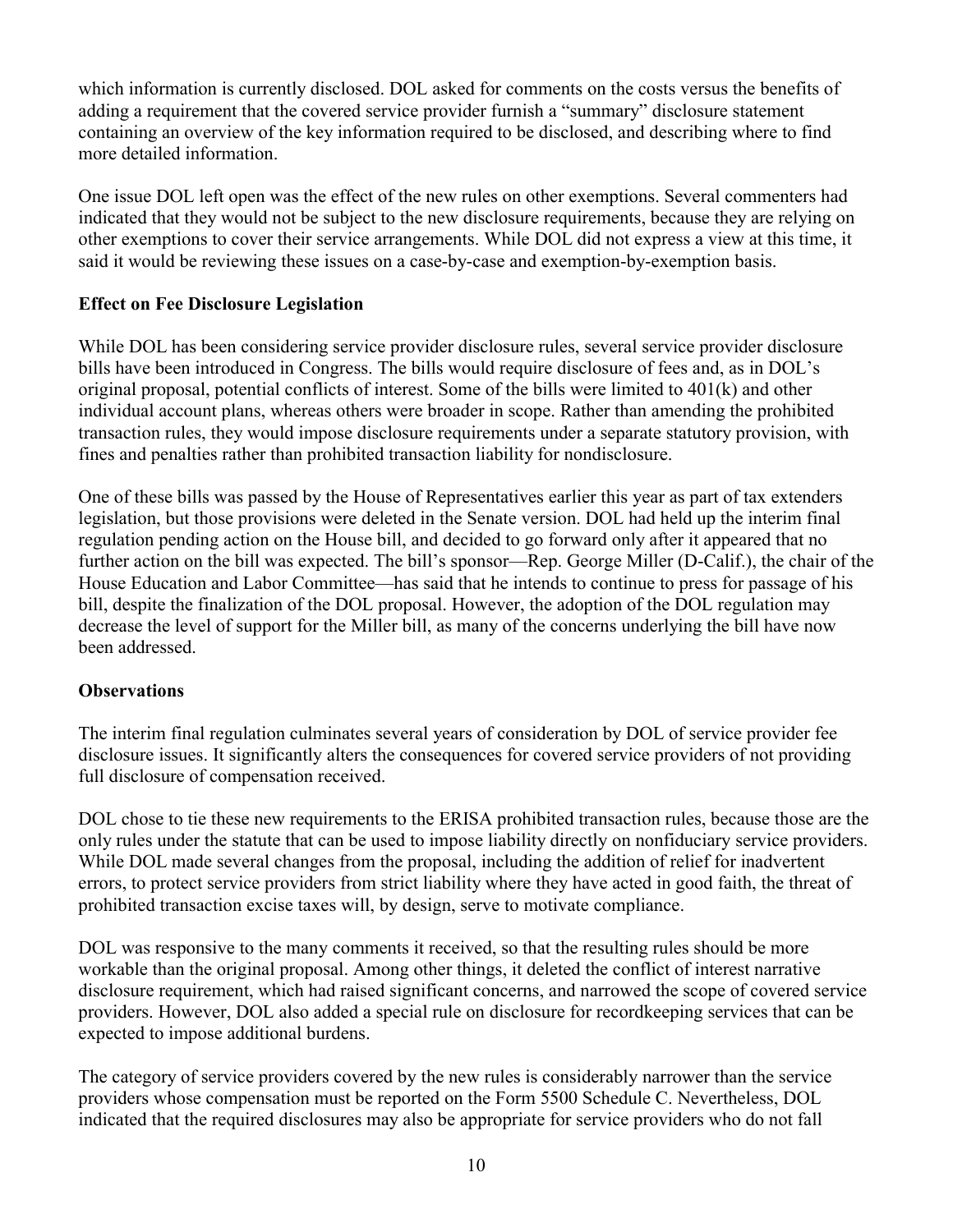which information is currently disclosed. DOL asked for comments on the costs versus the benefits of adding a requirement that the covered service provider furnish a "summary" disclosure statement containing an overview of the key information required to be disclosed, and describing where to find more detailed information.

One issue DOL left open was the effect of the new rules on other exemptions. Several commenters had indicated that they would not be subject to the new disclosure requirements, because they are relying on other exemptions to cover their service arrangements. While DOL did not express a view at this time, it said it would be reviewing these issues on a case-by-case and exemption-by-exemption basis.

**Effect on Fee Disclosure Legislation**

While DOL has been considering service provider disclosure rules, several service provider disclosure bills have been introduced in Congress. The bills would require disclosure of fees and, as in DOL's original proposal, potential conflicts of interest. Some of the bills were limited to 401(k) and other individual account plans, whereas others were broader in scope. Rather than amending the prohibited transaction rules, they would impose disclosure requirements under a separate statutory provision, with fines and penalties rather than prohibited transaction liability for nondisclosure.

One of these bills was passed by the House of Representatives earlier this year as part of tax extenders legislation, but those provisions were deleted in the Senate version. DOL had held up the interim final regulation pending action on the House bill, and decided to go forward only after it appeared that no further action on the bill was expected. The bill's sponsor—Rep. George Miller (D-Calif.), the chair of the House Education and Labor Committee—has said that he intends to continue to press for passage of his bill, despite the finalization of the DOL proposal. However, the adoption of the DOL regulation may decrease the level of support for the Miller bill, as many of the concerns underlying the bill have now been addressed.

**Observations**

The interim final regulation culminates several years of consideration by DOL of service provider fee disclosure issues. It significantly alters the consequences for covered service providers of not providing full disclosure of compensation received.

DOL chose to tie these new requirements to the ERISA prohibited transaction rules, because those are the only rules under the statute that can be used to impose liability directly on nonfiduciary service providers. While DOL made several changes from the proposal, including the addition of relief for inadvertent errors, to protect service providers from strict liability where they have acted in good faith, the threat of prohibited transaction excise taxes will, by design, serve to motivate compliance.

DOL was responsive to the many comments it received, so that the resulting rules should be more workable than the original proposal. Among other things, it deleted the conflict of interest narrative disclosure requirement, which had raised significant concerns, and narrowed the scope of covered service providers. However, DOL also added a special rule on disclosure for recordkeeping services that can be expected to impose additional burdens.

The category of service providers covered by the new rules is considerably narrower than the service providers whose compensation must be reported on the Form 5500 Schedule C. Nevertheless, DOL indicated that the required disclosures may also be appropriate for service providers who do not fall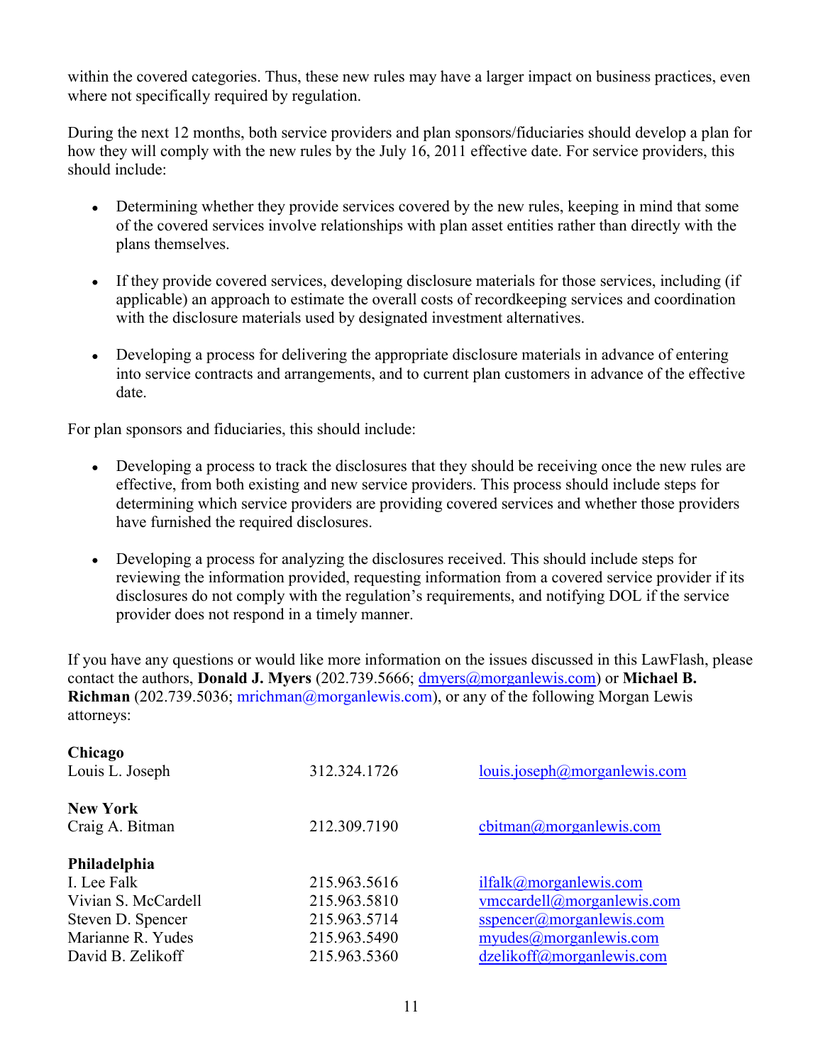within the covered categories. Thus, these new rules may have a larger impact on business practices, even where not specifically required by regulation.

During the next 12 months, both service providers and plan sponsors/fiduciaries should develop a plan for how they will comply with the new rules by the July 16, 2011 effective date. For service providers, this should include:

- Determining whether they provide services covered by the new rules, keeping in mind that some of the covered services involve relationships with plan asset entities rather than directly with the plans themselves.
- If they provide covered services, developing disclosure materials for those services, including (if applicable) an approach to estimate the overall costs of recordkeeping services and coordination with the disclosure materials used by designated investment alternatives.
- Developing a process for delivering the appropriate disclosure materials in advance of entering into service contracts and arrangements, and to current plan customers in advance of the effective date.

For plan sponsors and fiduciaries, this should include:

- Developing a process to track the disclosures that they should be receiving once the new rules are effective, from both existing and new service providers. This process should include steps for determining which service providers are providing covered services and whether those providers have furnished the required disclosures.
- Developing a process for analyzing the disclosures received. This should include steps for reviewing the information provided, requesting information from a covered service provider if its disclosures do not comply with the regulation's requirements, and notifying DOL if the service provider does not respond in a timely manner.

If you have any questions or would like more information on the issues discussed in this LawFlash, please contact the authors, **Donald J. Myers** (202.739.5666; dmyers@morganlewis.com) or **Michael B. Richman** (202.739.5036; mrichman@morganlewis.com), or any of the following Morgan Lewis attorneys:

**Chicago**

| | | |
|---|---|---|
| Louis L. Joseph | 312.324.1726 | louis.joseph@morganlewis.com |

**New York**

| | | |
|---|---|---|
| Craig A. Bitman | 212.309.7190 | cbitman@morganlewis.com |

**Philadelphia**

| | | |
|---|---|---|
| I. Lee Falk | 215.963.5616 | ilfalk@morganlewis.com |
| Vivian S. McCardell | 215.963.5810 | vmccardell@morganlewis.com |
| Steven D. Spencer | 215.963.5714 | sspencer@morganlewis.com |
| Marianne R. Yudes | 215.963.5490 | myudes@morganlewis.com |
| David B. Zelikoff | 215.963.5360 | dzelikoff@morganlewis.com |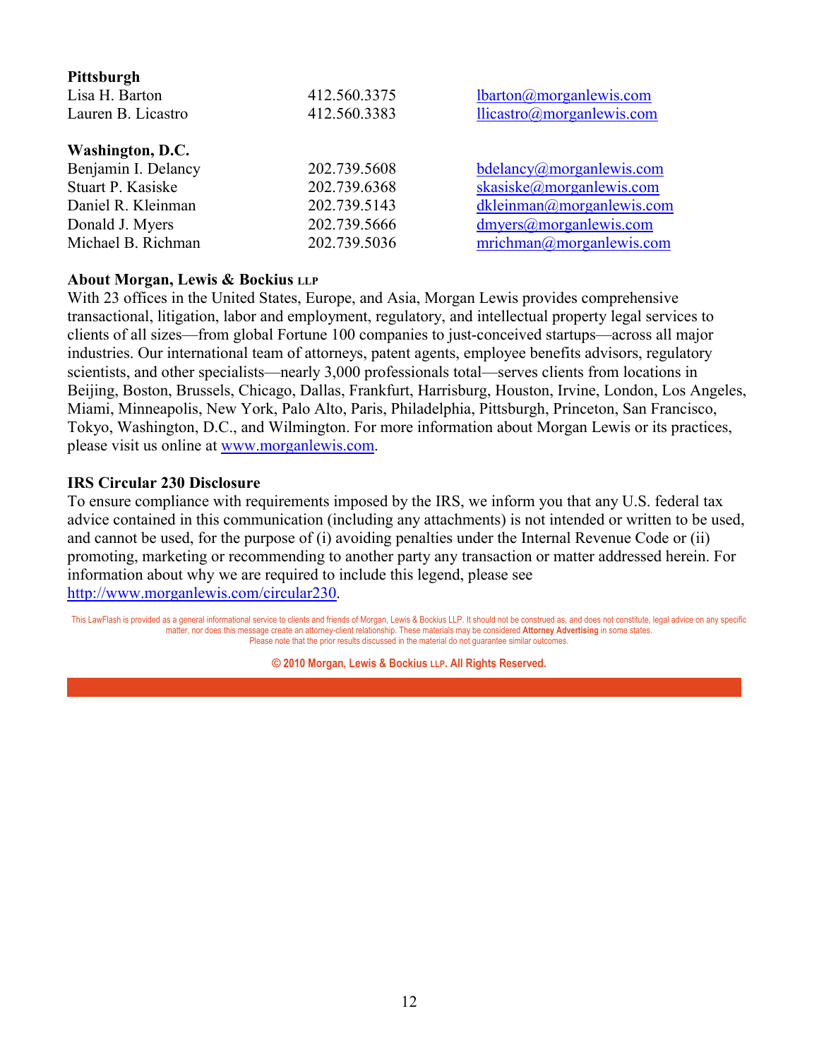**Pittsburgh**

| | | |
|---|---|---|
| Lisa H. Barton | 412.560.3375 | lbarton@morganlewis.com |
| Lauren B. Licastro | 412.560.3383 | llicastro@morganlewis.com |

**Washington, D.C.**

| | | |
|---|---|---|
| Benjamin I. Delancy | 202.739.5608 | bdelancy@morganlewis.com |
| Stuart P. Kasiske | 202.739.6368 | skasiske@morganlewis.com |
| Daniel R. Kleinman | 202.739.5143 | dkleinman@morganlewis.com |
| Donald J. Myers | 202.739.5666 | dmyers@morganlewis.com |
| Michael B. Richman | 202.739.5036 | mrichman@morganlewis.com |

**About Morgan, Lewis & Bockius LLP**

With 23 offices in the United States, Europe, and Asia, Morgan Lewis provides comprehensive transactional, litigation, labor and employment, regulatory, and intellectual property legal services to clients of all sizes—from global Fortune 100 companies to just-conceived startups—across all major industries. Our international team of attorneys, patent agents, employee benefits advisors, regulatory scientists, and other specialists—nearly 3,000 professionals total—serves clients from locations in Beijing, Boston, Brussels, Chicago, Dallas, Frankfurt, Harrisburg, Houston, Irvine, London, Los Angeles, Miami, Minneapolis, New York, Palo Alto, Paris, Philadelphia, Pittsburgh, Princeton, San Francisco, Tokyo, Washington, D.C., and Wilmington. For more information about Morgan Lewis or its practices, please visit us online at www.morganlewis.com.

**IRS Circular 230 Disclosure**

To ensure compliance with requirements imposed by the IRS, we inform you that any U.S. federal tax advice contained in this communication (including any attachments) is not intended or written to be used, and cannot be used, for the purpose of (i) avoiding penalties under the Internal Revenue Code or (ii) promoting, marketing or recommending to another party any transaction or matter addressed herein. For information about why we are required to include this legend, please see http://www.morganlewis.com/circular230.

This LawFlash is provided as a general informational service to clients and friends of Morgan, Lewis & Bockius LLP. It should not be construed as, and does not constitute, legal advice on any specific matter, nor does this message create an attorney-client relationship. These materials may be considered **Attorney Advertising** in some states. Please note that the prior results discussed in the material do not guarantee similar outcomes.

**© 2010 Morgan, Lewis & Bockius LLP. All Rights Reserved.**